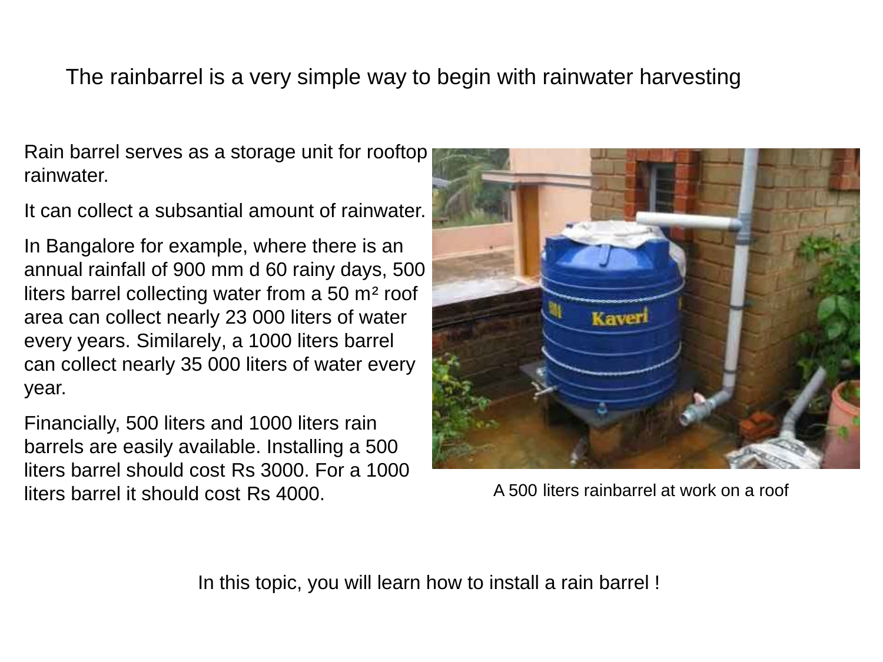# The rainbarrel is a very simple way to begin with rainwater harvesting

Rain barrel serves as a storage unit for rooftop rainwater.

It can collect a subsantial amount of rainwater.

In Bangalore for example, where there is an annual rainfall of 900 mm d 60 rainy days, 500 liters barrel collecting water from a 50 $m^2$ roof area can collect nearly 23 000 liters of water every years. Similarely, a 1000 liters barrel can collect nearly 35 000 liters of water every year.

Financially, 500 liters and 1000 liters rain barrels are easily available. Installing a 500 liters barrel should cost Rs 3000. For a 1000 liters barrel it should cost Rs 4000.

A 500 liters rainbarrel at work on a roof

In this topic, you will learn how to install a rain barrel !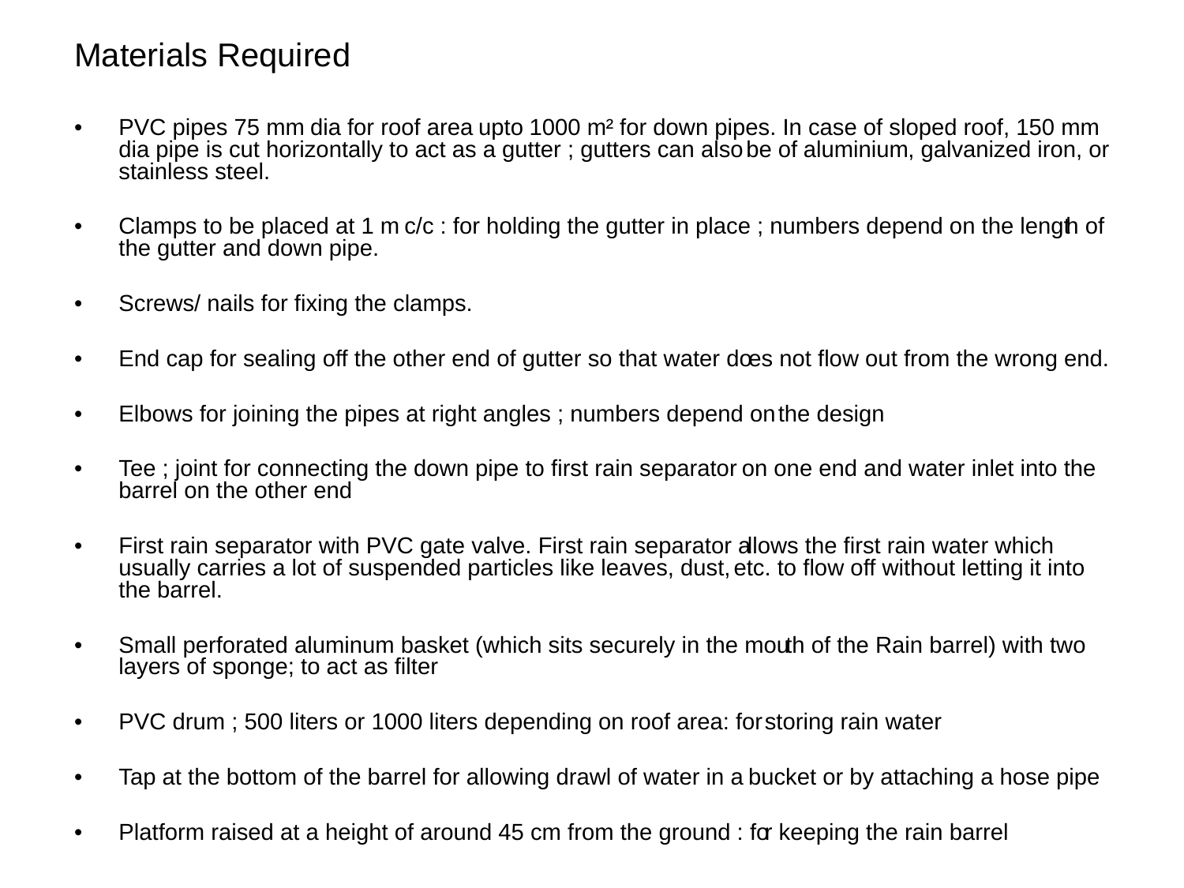# Materials Required

- PVC pipes 75 mm dia for roof area upto 1000 $m^2$ for down pipes. In case of sloped roof, 150 mm dia pipe is cut horizontally to act as a gutter ; gutters can also be of aluminium, galvanized iron, or stainless steel.

- Clamps to be placed at 1 m c/c : for holding the gutter in place ; numbers depend on the length of the gutter and down pipe.

- Screws/ nails for fixing the clamps.

- End cap for sealing off the other end of gutter so that water does not flow out from the wrong end.

- Elbows for joining the pipes at right angles ; numbers depend on the design

- Tee ; joint for connecting the down pipe to first rain separator on one end and water inlet into the barrel on the other end

- First rain separator with PVC gate valve. First rain separator allows the first rain water which usually carries a lot of suspended particles like leaves, dust, etc. to flow off without letting it into the barrel.

- Small perforated aluminum basket (which sits securely in the mouth of the Rain barrel) with two layers of sponge; to act as filter

- PVC drum ; 500 liters or 1000 liters depending on roof area: for storing rain water

- Tap at the bottom of the barrel for allowing drawl of water in a bucket or by attaching a hose pipe

- Platform raised at a height of around 45 cm from the ground : for keeping the rain barrel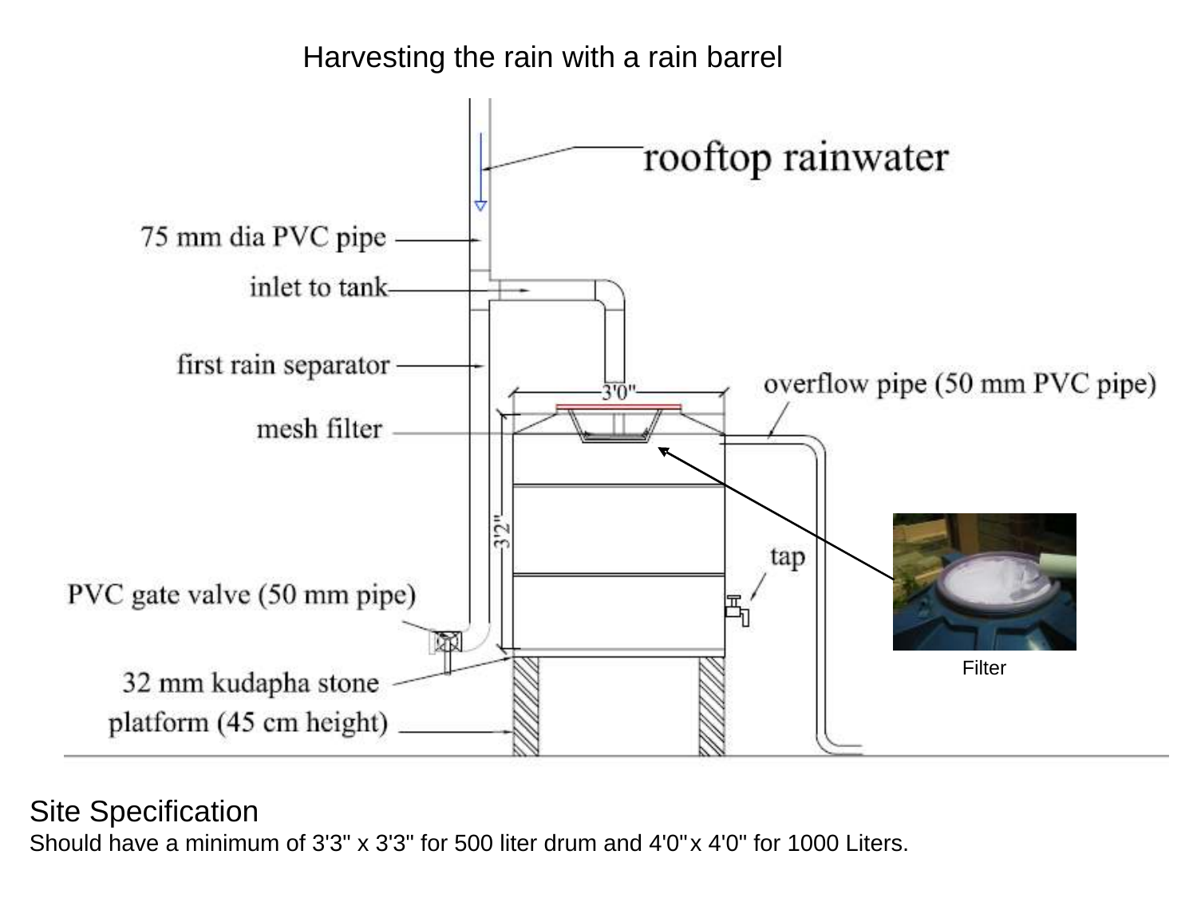Harvesting the rain with a rain barrel

rooftop rainwater

75 mm dia PVC pipe

inlet to tank

first rain separator

mesh filter

3'0"

3'2"

overflow pipe (50 mm PVC pipe)

tap

PVC gate valve (50 mm pipe)

32 mm kudapha stone

platform (45 cm height)

Filter

## Site Specification

Should have a minimum of 3'3" x 3'3" for 500 liter drum and 4'0" x 4'0" for 1000 Liters.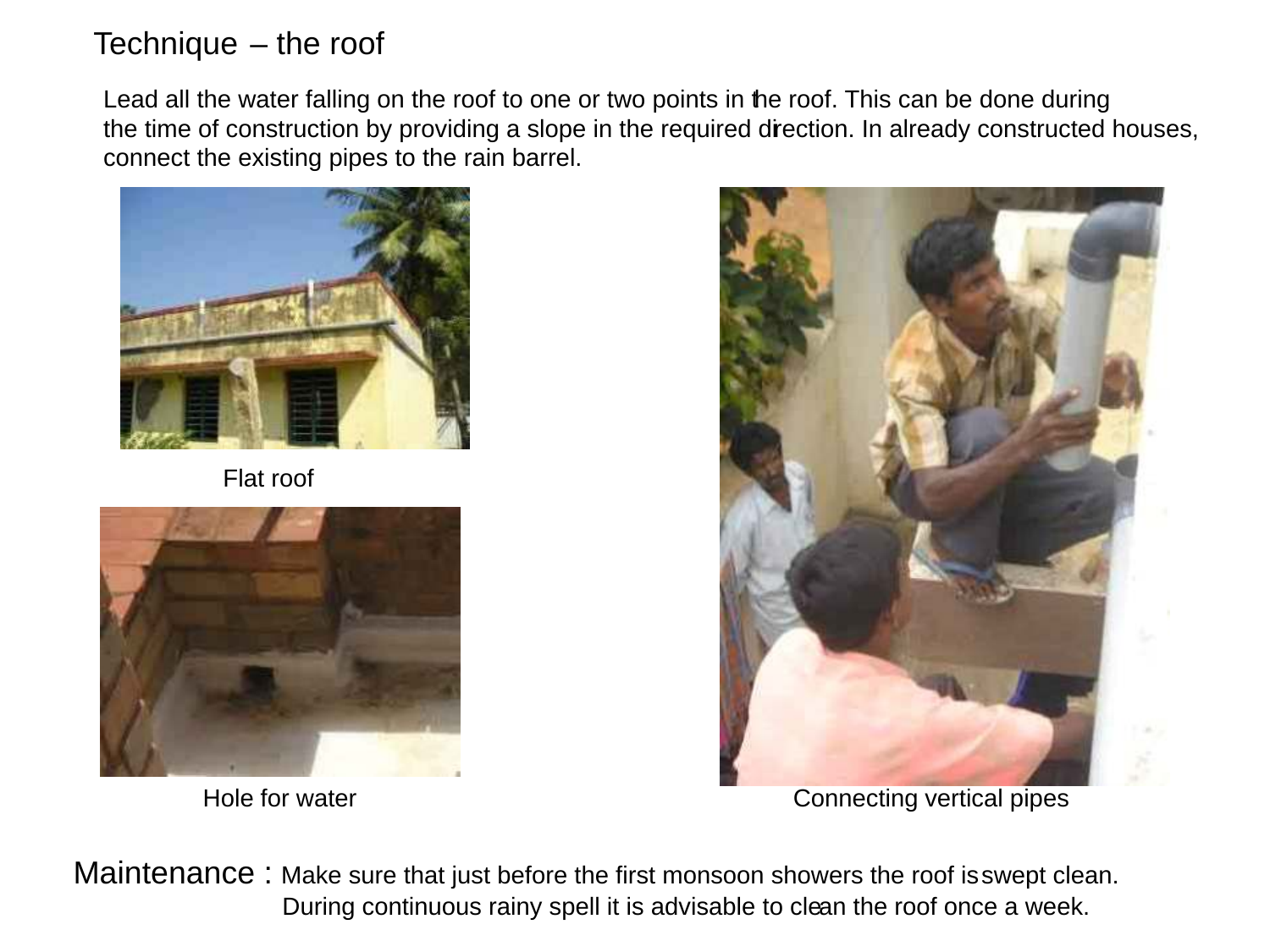# Technique – the roof

Lead all the water falling on the roof to one or two points in the roof. This can be done during the time of construction by providing a slope in the required direction. In already constructed houses, connect the existing pipes to the rain barrel.

Flat roof

Hole for water

Connecting vertical pipes

**Maintenance :** Make sure that just before the first monsoon showers the roof is swept clean. During continuous rainy spell it is advisable to clean the roof once a week.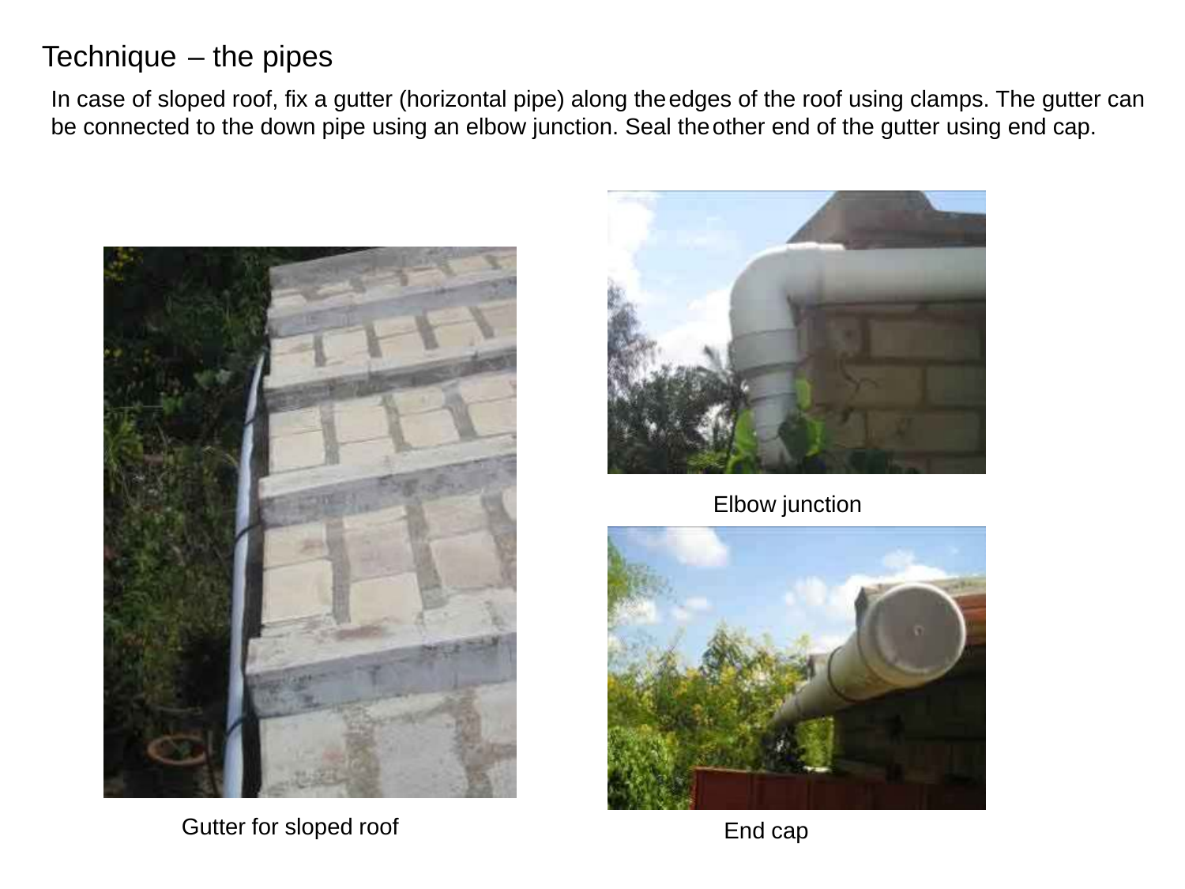# Technique – the pipes

In case of sloped roof, fix a gutter (horizontal pipe) along the edges of the roof using clamps. The gutter can be connected to the down pipe using an elbow junction. Seal the other end of the gutter using end cap.

Elbow junction

Gutter for sloped roof

End cap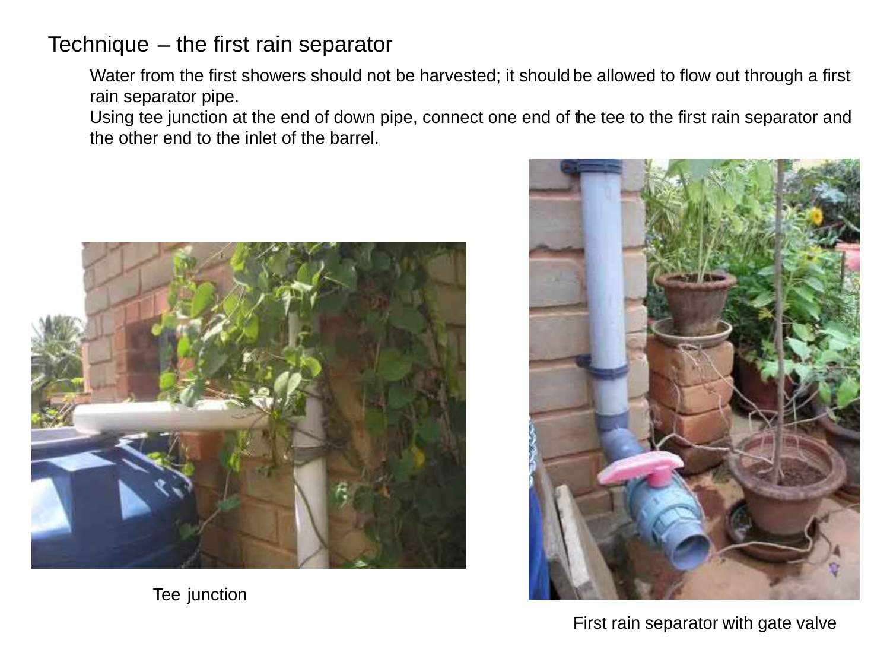# Technique – the first rain separator

Water from the first showers should not be harvested; it should be allowed to flow out through a first rain separator pipe.

Using tee junction at the end of down pipe, connect one end of the tee to the first rain separator and the other end to the inlet of the barrel.

Tee junction

First rain separator with gate valve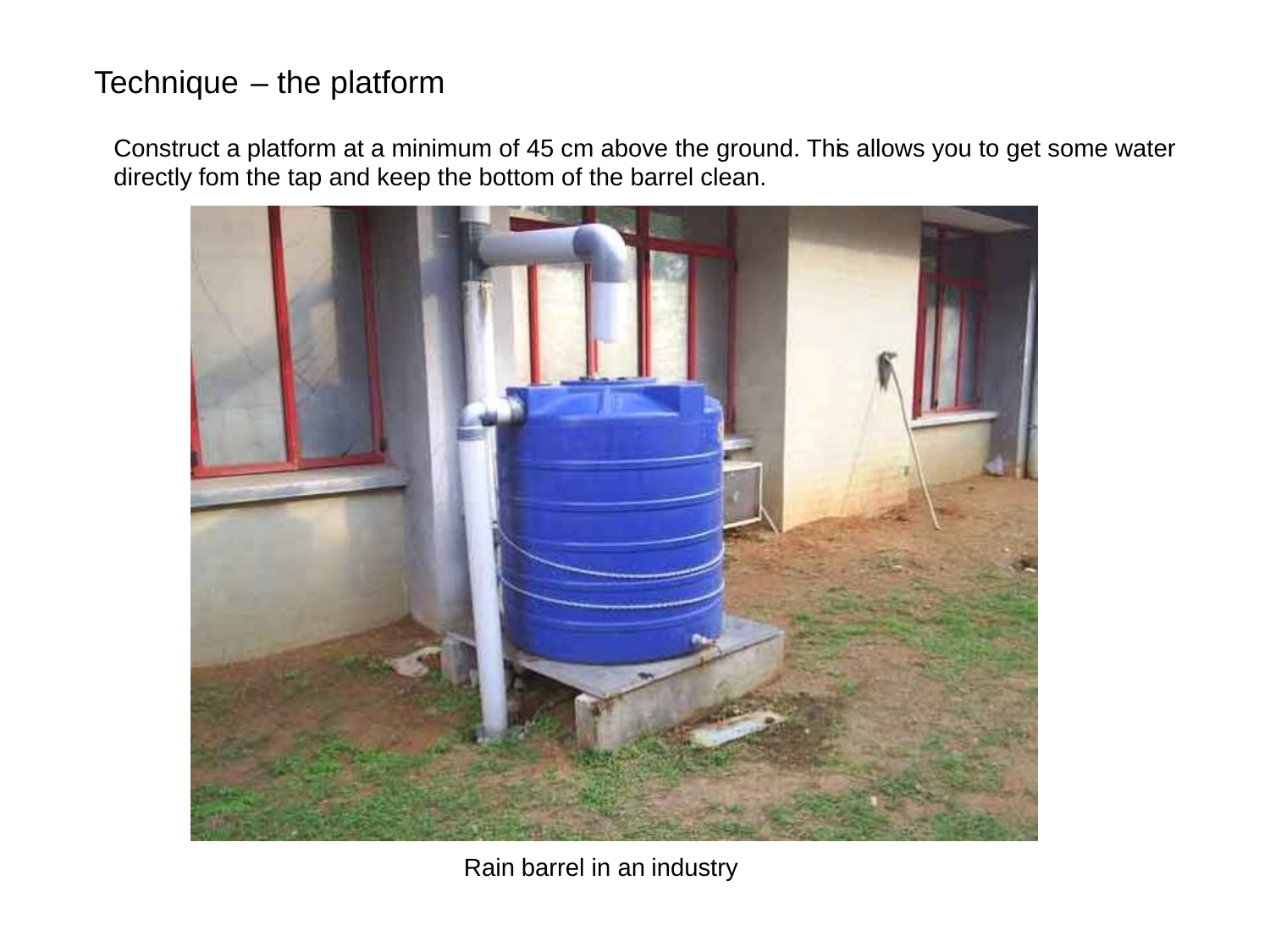# Technique – the platform

Construct a platform at a minimum of 45 cm above the ground. This allows you to get some water directly fom the tap and keep the bottom of the barrel clean.

Rain barrel in an industry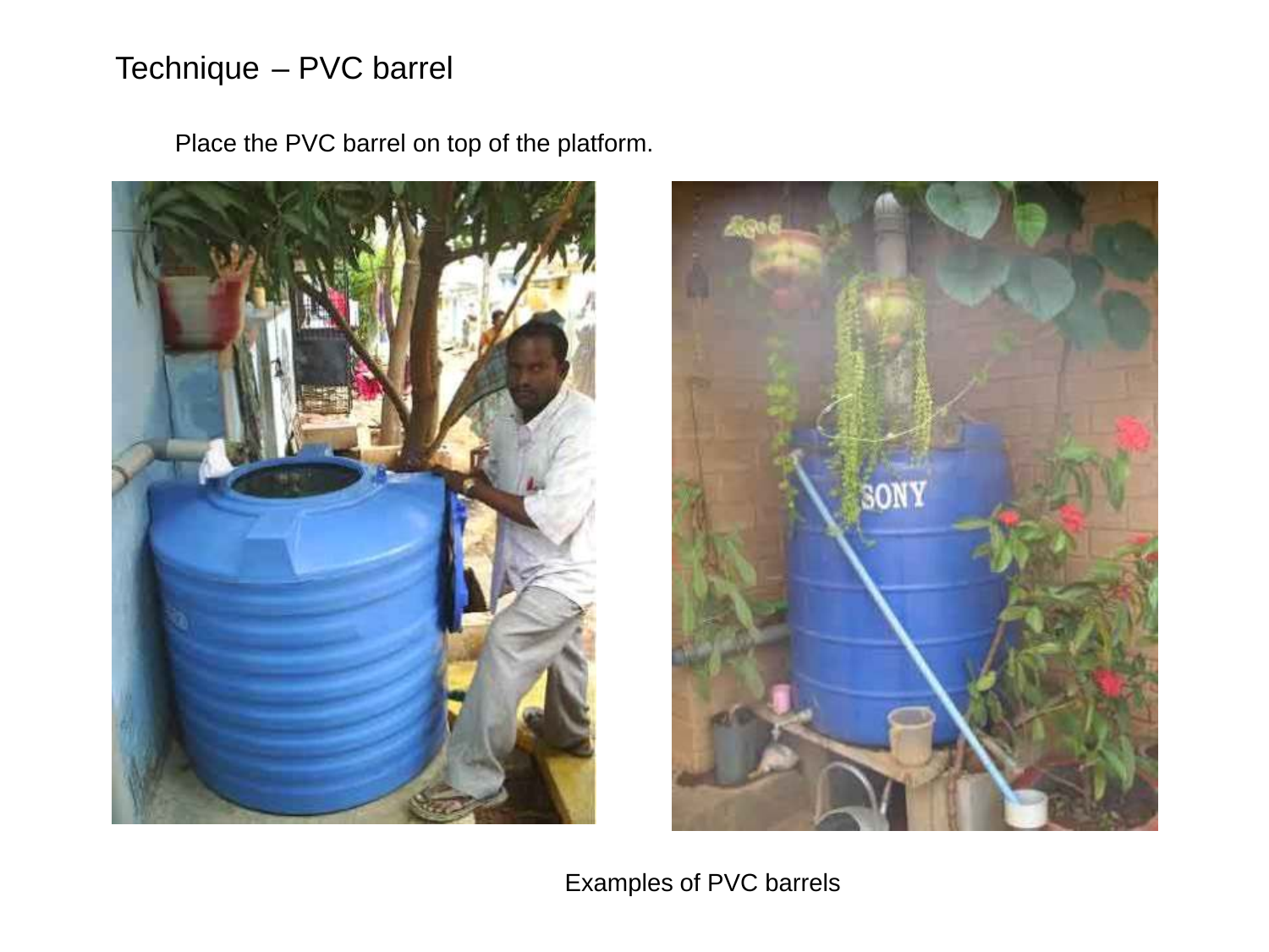# Technique – PVC barrel

Place the PVC barrel on top of the platform.

Examples of PVC barrels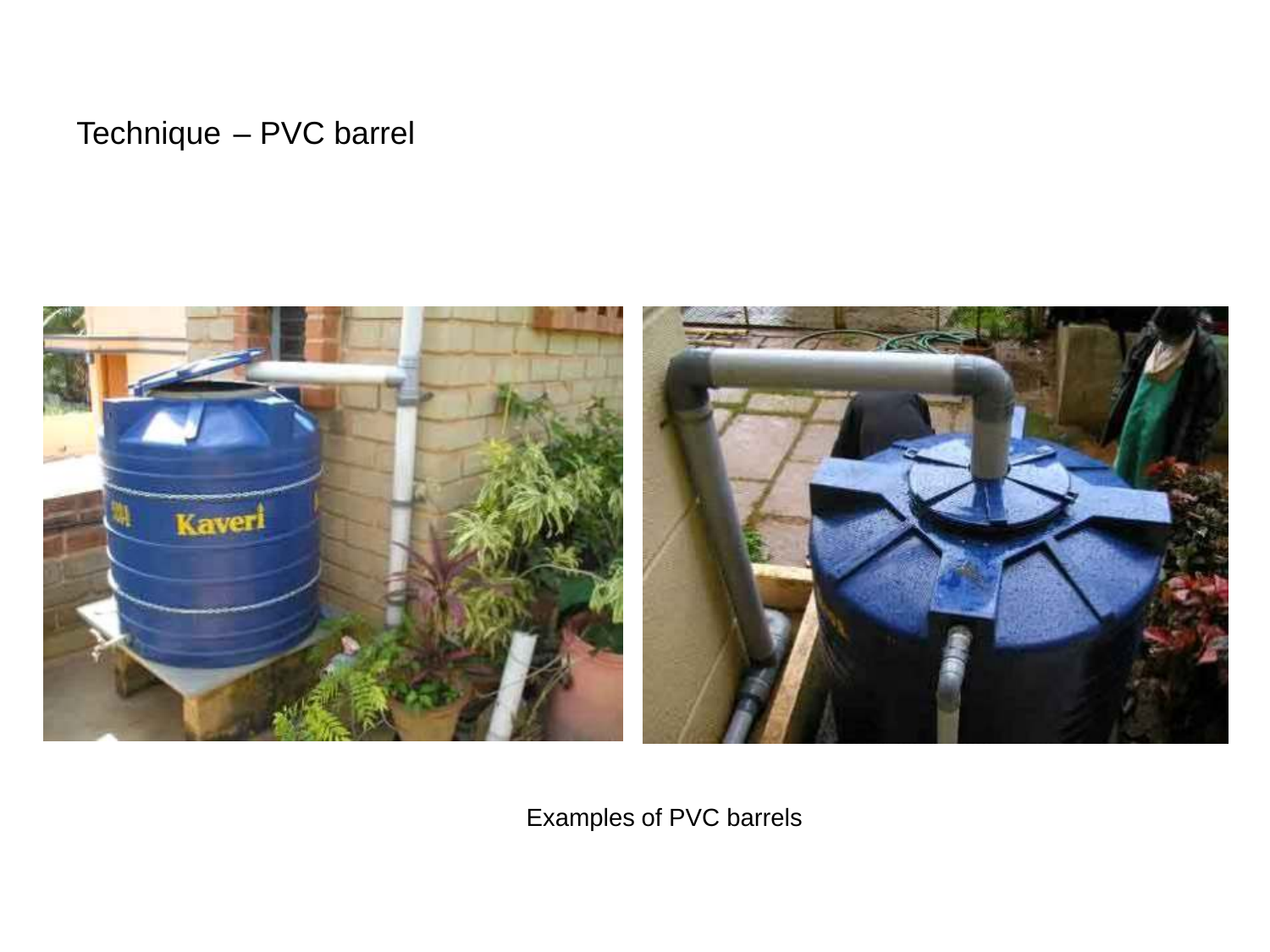Technique – PVC barrel

Examples of PVC barrels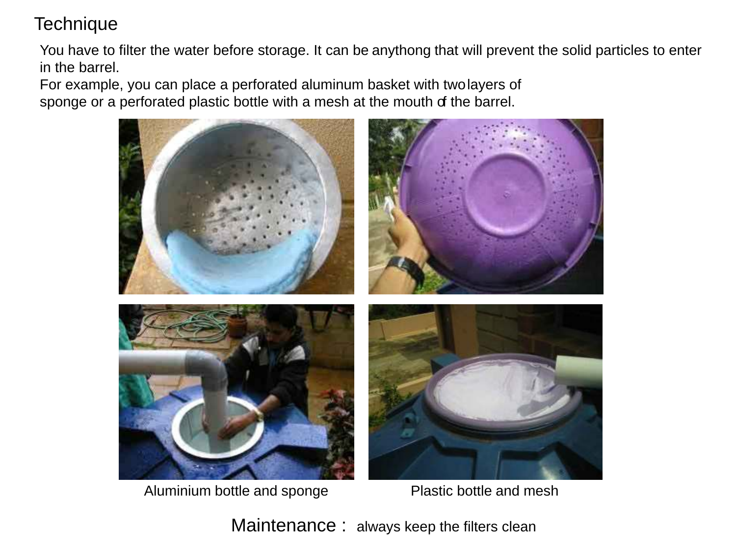# Technique

You have to filter the water before storage. It can be anythong that will prevent the solid particles to enter in the barrel.
For example, you can place a perforated aluminum basket with two layers of sponge or a perforated plastic bottle with a mesh at the mouth of the barrel.

Aluminium bottle and sponge

Plastic bottle and mesh

**Maintenance :** always keep the filters clean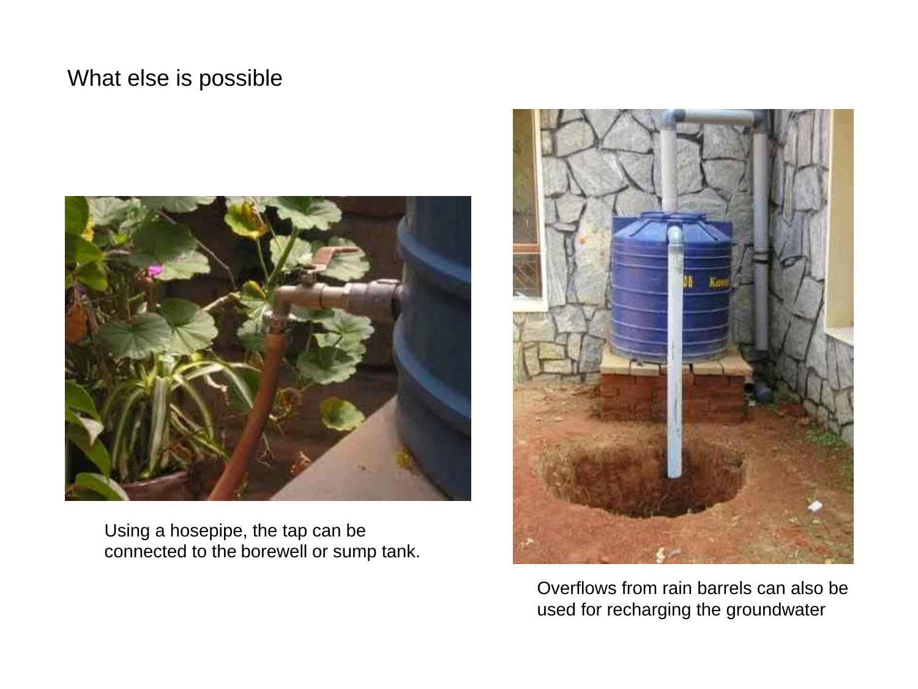# What else is possible

Using a hosepipe, the tap can be connected to the borewell or sump tank.

Overflows from rain barrels can also be used for recharging the groundwater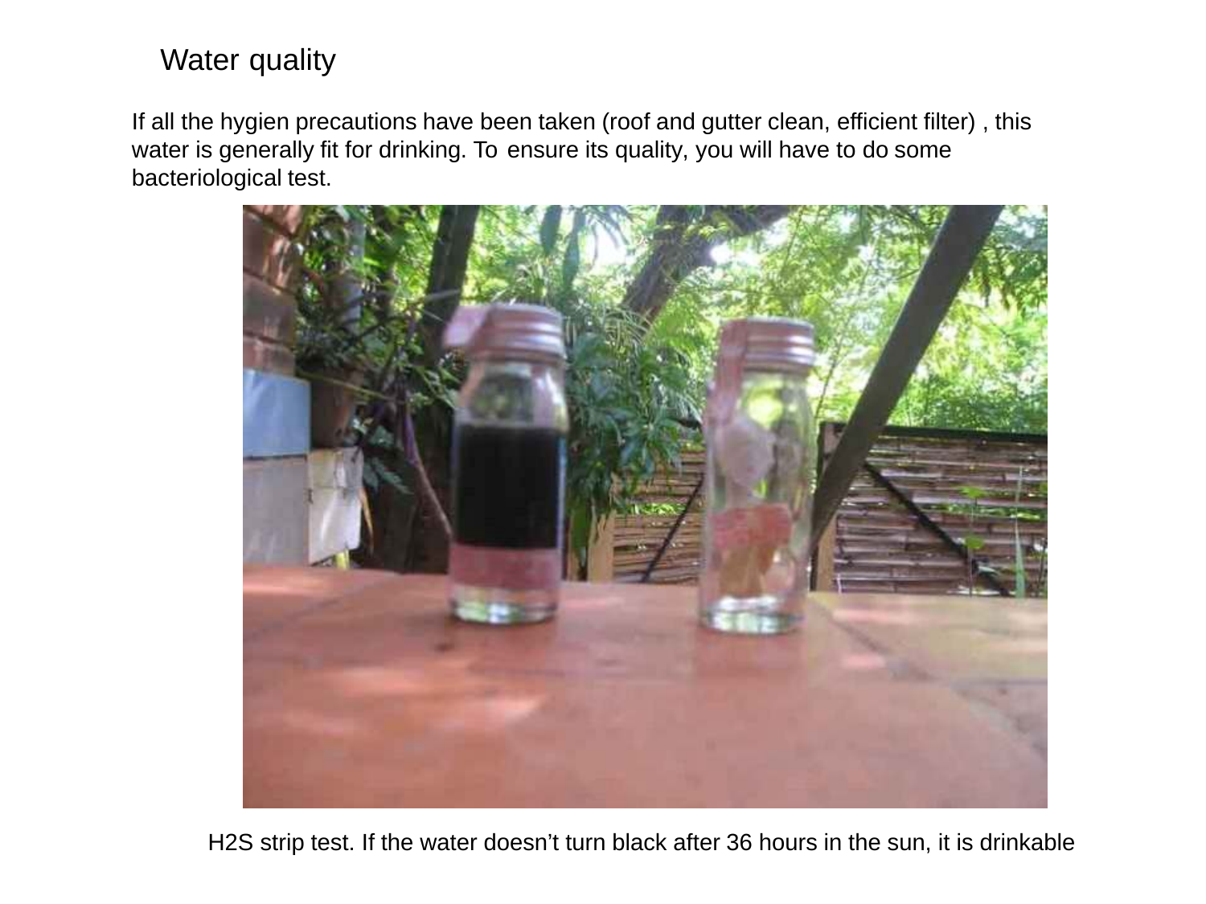# Water quality

If all the hygien precautions have been taken (roof and gutter clean, efficient filter) , this water is generally fit for drinking. To ensure its quality, you will have to do some bacteriological test.

H2S strip test. If the water doesn't turn black after 36 hours in the sun, it is drinkable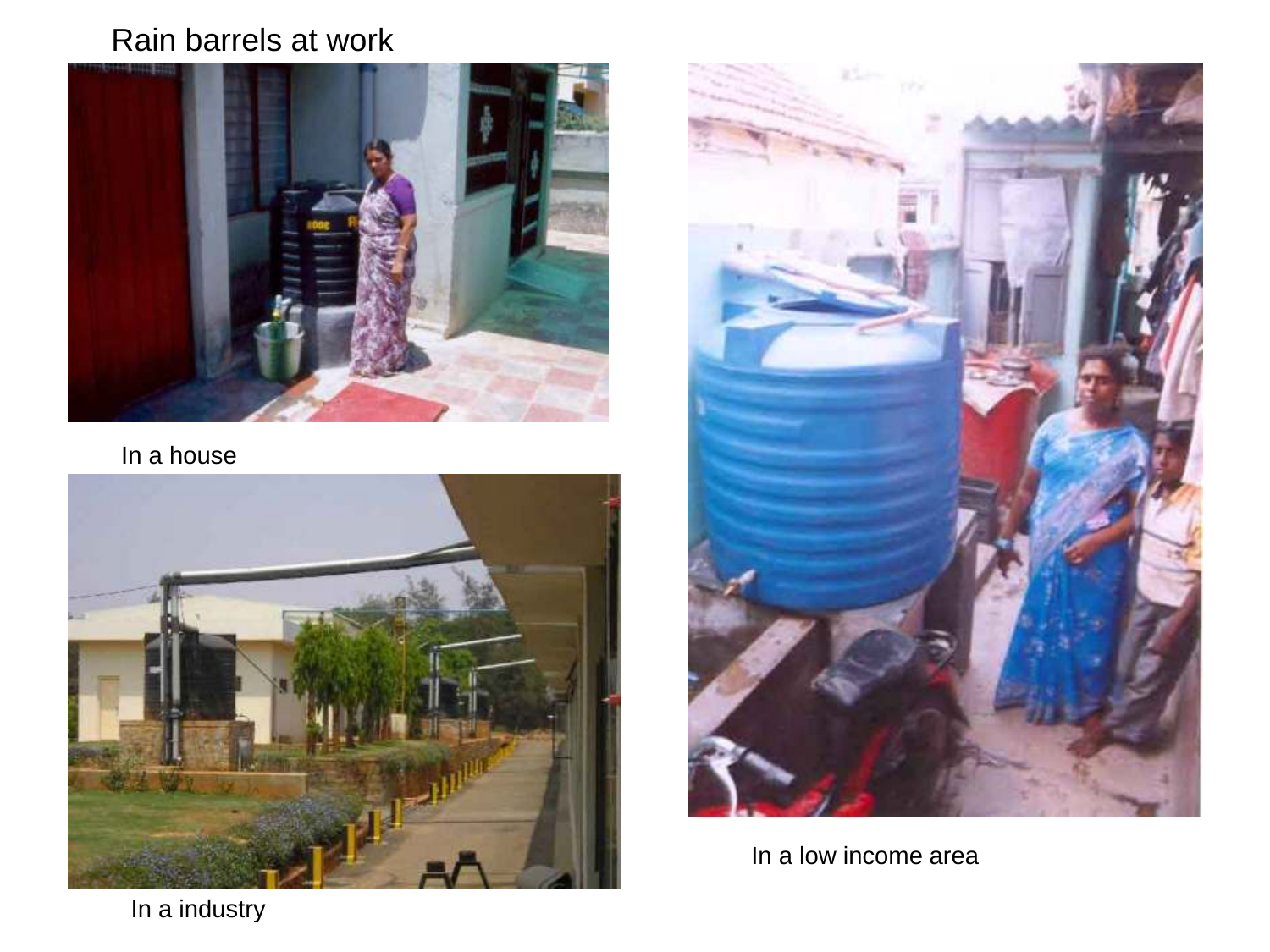Rain barrels at work

In a house

In a industry

In a low income area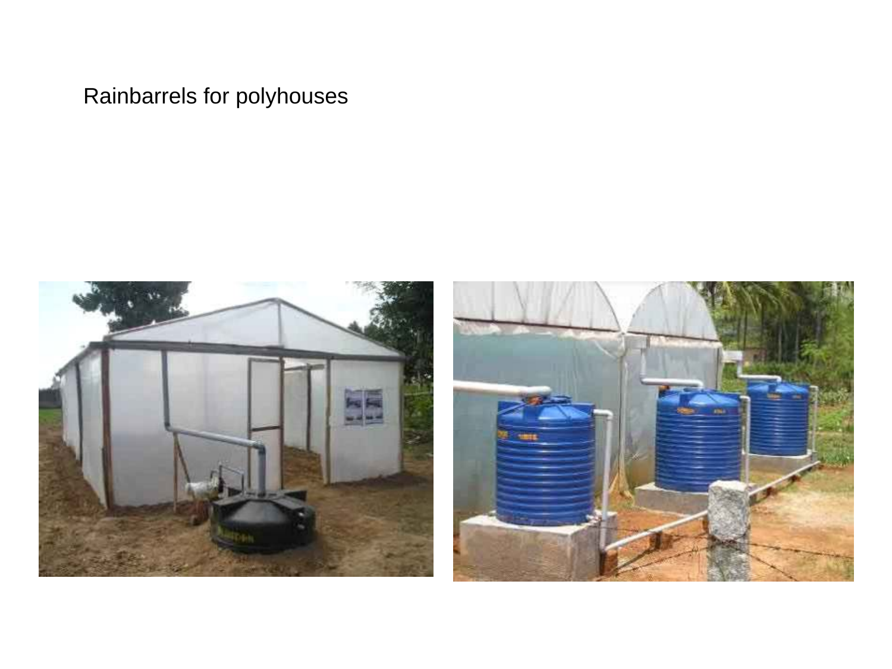Rainbarrels for polyhouses